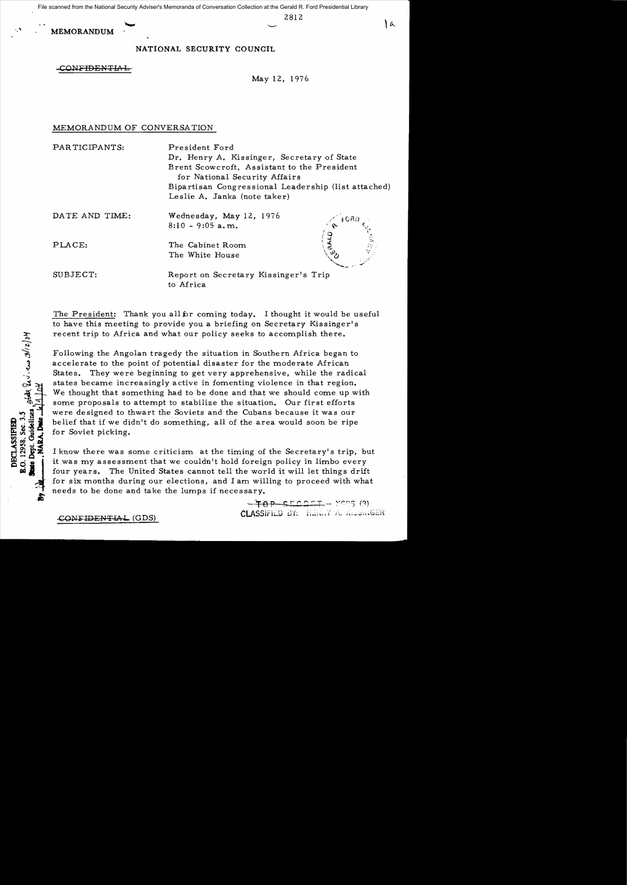MEMORANDUM

NATIONAL SECURITY COUNCIL

~~CONFIDENTIAL~~

May 12, 1976

MEMORANDUM OF CONVERSATION

| | |
|---|---|
| PARTICIPANTS: | President Ford<br>Dr. Henry A. Kissinger, Secretary of State<br>Brent Scowcroft, Assistant to the President for National Security Affairs<br>Bipartisan Congressional Leadership (list attached)<br>Leslie A. Janka (note taker) |
| DATE AND TIME: | Wednesday, May 12, 1976<br>8:10 - 9:05 a.m. |
| PLACE: | The Cabinet Room<br>The White House |
| SUBJECT: | Report on Secretary Kissinger's Trip to Africa |

The President: Thank you all for coming today. I thought it would be useful to have this meeting to provide you a briefing on Secretary Kissinger's recent trip to Africa and what our policy seeks to accomplish there.

Following the Angolan tragedy the situation in Southern Africa began to accelerate to the point of potential disaster for the moderate African States. They were beginning to get very apprehensive, while the radical states became increasingly active in fomenting violence in that region. We thought that something had to be done and that we should come up with some proposals to attempt to stabilize the situation. Our first efforts were designed to thwart the Soviets and the Cubans because it was our belief that if we didn't do something, all of the area would soon be ripe for Soviet picking.

I know there was some criticism at the timing of the Secretary's trip, but it was my assessment that we couldn't hold foreign policy in limbo every four years. The United States cannot tell the world it will let things drift for six months during our elections, and I am willing to proceed with what needs to be done and take the lumps if necessary.

~~TOP SECRET~~ -- XGDS (3)
CLASSIFIED BY: HENRY A. KISSINGER

~~CONFIDENTIAL~~ (GDS)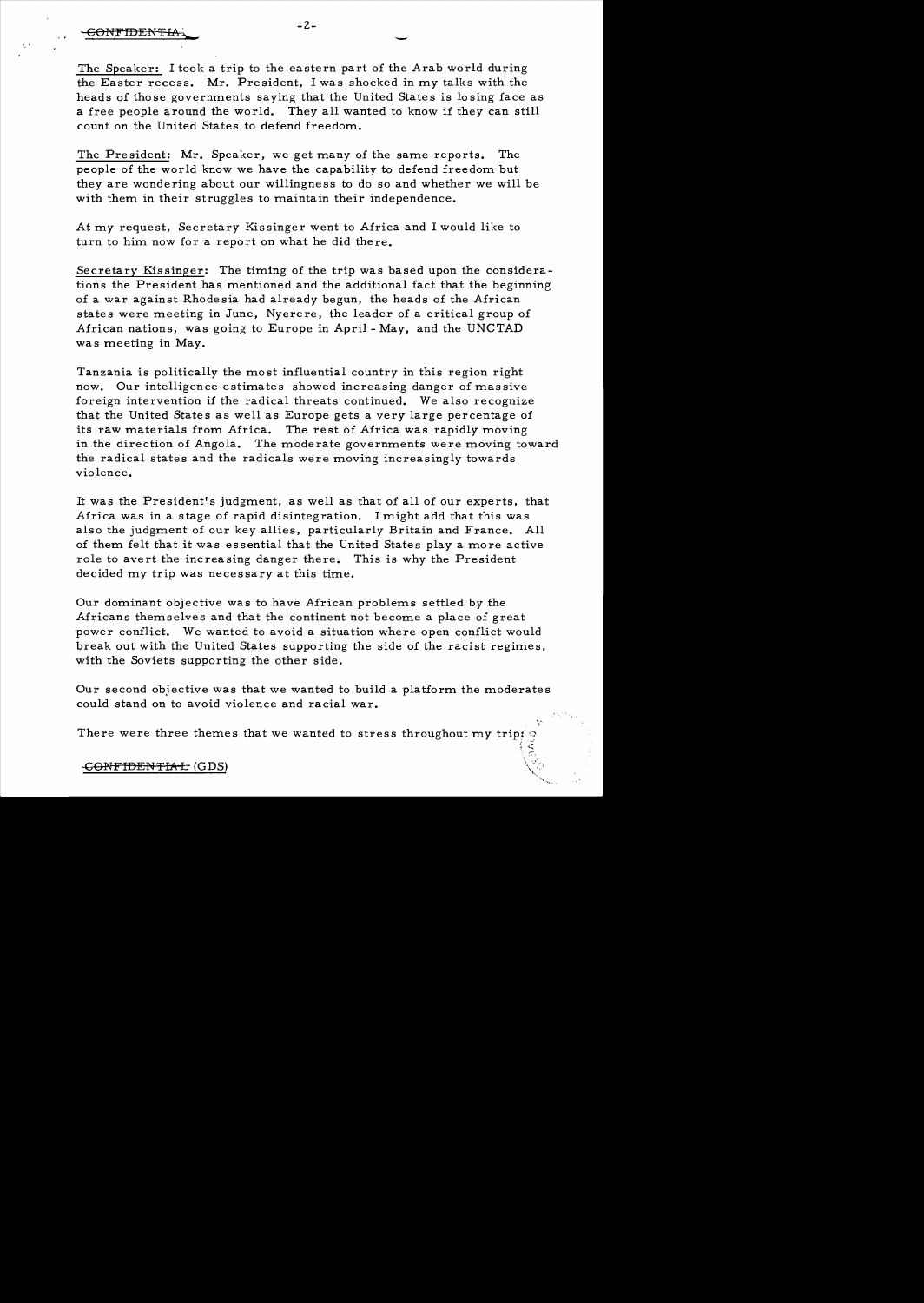The Speaker: I took a trip to the eastern part of the Arab world during the Easter recess. Mr. President, I was shocked in my talks with the heads of those governments saying that the United States is losing face as a free people around the world. They all wanted to know if they can still count on the United States to defend freedom.

The President: Mr. Speaker, we get many of the same reports. The people of the world know we have the capability to defend freedom but they are wondering about our willingness to do so and whether we will be with them in their struggles to maintain their independence.

At my request, Secretary Kissinger went to Africa and I would like to turn to him now for a report on what he did there.

Secretary Kissinger: The timing of the trip was based upon the considerations the President has mentioned and the additional fact that the beginning of a war against Rhodesia had already begun, the heads of the African states were meeting in June, Nyerere, the leader of a critical group of African nations, was going to Europe in April - May, and the UNCTAD was meeting in May.

Tanzania is politically the most influential country in this region right now. Our intelligence estimates showed increasing danger of massive foreign intervention if the radical threats continued. We also recognize that the United States as well as Europe gets a very large percentage of its raw materials from Africa. The rest of Africa was rapidly moving in the direction of Angola. The moderate governments were moving toward the radical states and the radicals were moving increasingly towards violence.

It was the President's judgment, as well as that of all of our experts, that Africa was in a stage of rapid disintegration. I might add that this was also the judgment of our key allies, particularly Britain and France. All of them felt that it was essential that the United States play a more active role to avert the increasing danger there. This is why the President decided my trip was necessary at this time.

Our dominant objective was to have African problems settled by the Africans themselves and that the continent not become a place of great power conflict. We wanted to avoid a situation where open conflict would break out with the United States supporting the side of the racist regimes, with the Soviets supporting the other side.

Our second objective was that we wanted to build a platform the moderates could stand on to avoid violence and racial war.

There were three themes that we wanted to stress throughout my trip:

~~CONFIDENTIAL~~ (GDS)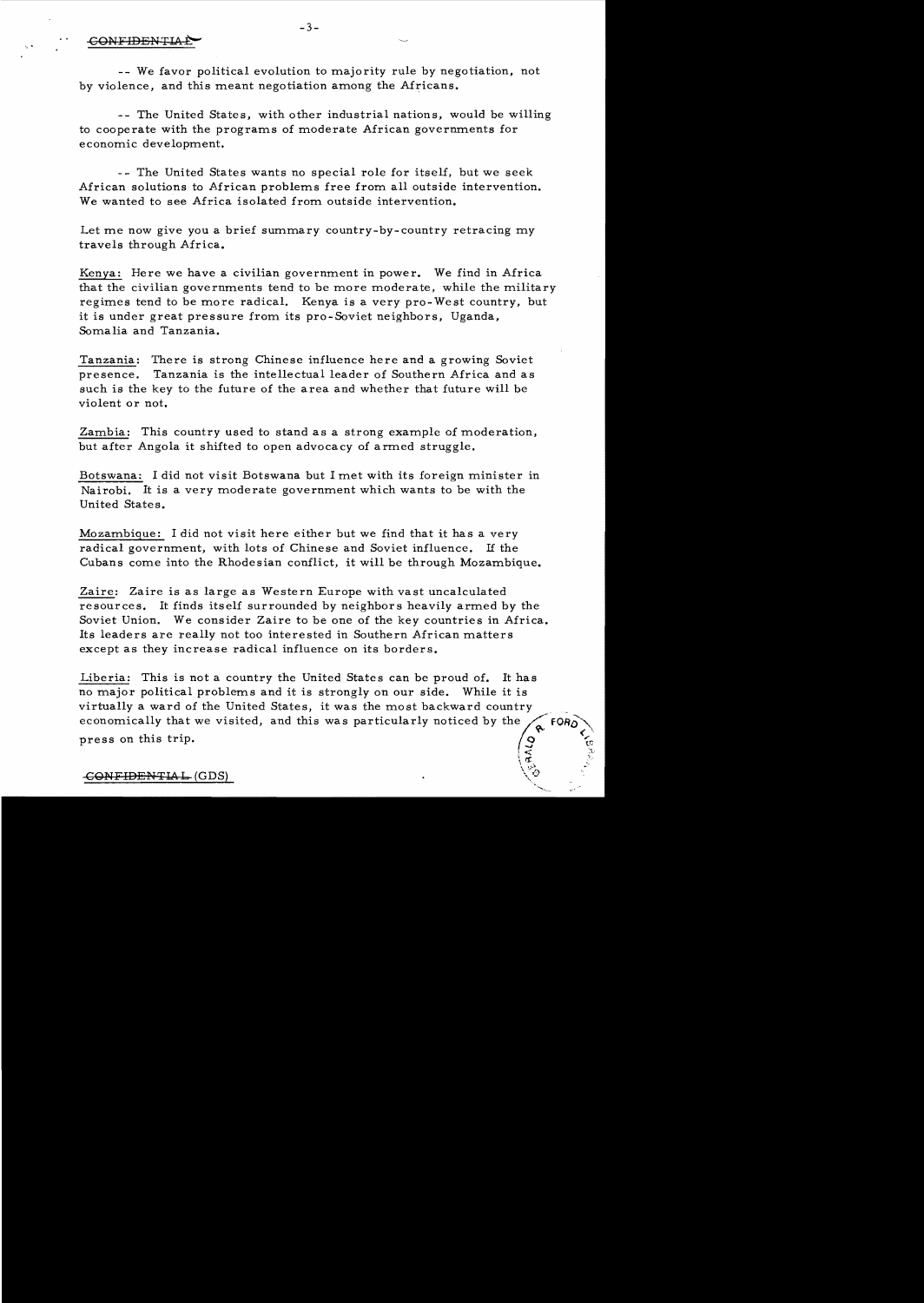-- We favor political evolution to majority rule by negotiation, not by violence, and this meant negotiation among the Africans.

-- The United States, with other industrial nations, would be willing to cooperate with the programs of moderate African governments for economic development.

-- The United States wants no special role for itself, but we seek African solutions to African problems free from all outside intervention. We wanted to see Africa isolated from outside intervention.

Let me now give you a brief summary country-by-country retracing my travels through Africa.

Kenya: Here we have a civilian government in power. We find in Africa that the civilian governments tend to be more moderate, while the military regimes tend to be more radical. Kenya is a very pro-West country, but it is under great pressure from its pro-Soviet neighbors, Uganda, Somalia and Tanzania.

Tanzania: There is strong Chinese influence here and a growing Soviet presence. Tanzania is the intellectual leader of Southern Africa and as such is the key to the future of the area and whether that future will be violent or not.

Zambia: This country used to stand as a strong example of moderation, but after Angola it shifted to open advocacy of armed struggle.

Botswana: I did not visit Botswana but I met with its foreign minister in Nairobi. It is a very moderate government which wants to be with the United States.

Mozambique: I did not visit here either but we find that it has a very radical government, with lots of Chinese and Soviet influence. If the Cubans come into the Rhodesian conflict, it will be through Mozambique.

Zaire: Zaire is as large as Western Europe with vast uncalculated resources. It finds itself surrounded by neighbors heavily armed by the Soviet Union. We consider Zaire to be one of the key countries in Africa. Its leaders are really not too interested in Southern African matters except as they increase radical influence on its borders.

Liberia: This is not a country the United States can be proud of. It has no major political problems and it is strongly on our side. While it is virtually a ward of the United States, it was the most backward country economically that we visited, and this was particularly noticed by the press on this trip.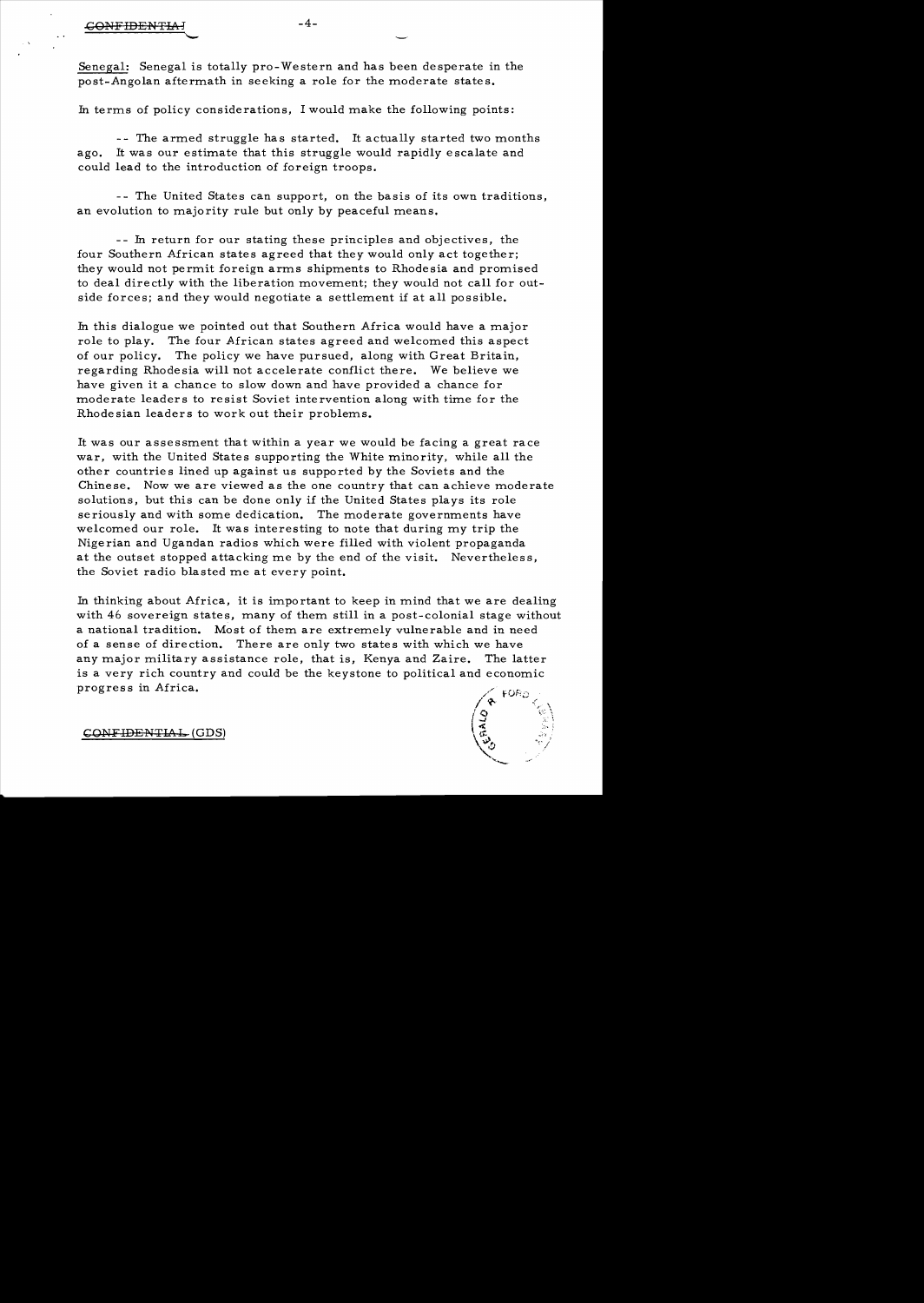Senegal: Senegal is totally pro-Western and has been desperate in the post-Angolan aftermath in seeking a role for the moderate states.

In terms of policy considerations, I would make the following points:

-- The armed struggle has started. It actually started two months ago. It was our estimate that this struggle would rapidly escalate and could lead to the introduction of foreign troops.

-- The United States can support, on the basis of its own traditions, an evolution to majority rule but only by peaceful means.

-- In return for our stating these principles and objectives, the four Southern African states agreed that they would only act together; they would not permit foreign arms shipments to Rhodesia and promised to deal directly with the liberation movement; they would not call for outside forces; and they would negotiate a settlement if at all possible.

In this dialogue we pointed out that Southern Africa would have a major role to play. The four African states agreed and welcomed this aspect of our policy. The policy we have pursued, along with Great Britain, regarding Rhodesia will not accelerate conflict there. We believe we have given it a chance to slow down and have provided a chance for moderate leaders to resist Soviet intervention along with time for the Rhodesian leaders to work out their problems.

It was our assessment that within a year we would be facing a great race war, with the United States supporting the White minority, while all the other countries lined up against us supported by the Soviets and the Chinese. Now we are viewed as the one country that can achieve moderate solutions, but this can be done only if the United States plays its role seriously and with some dedication. The moderate governments have welcomed our role. It was interesting to note that during my trip the Nigerian and Ugandan radios which were filled with violent propaganda at the outset stopped attacking me by the end of the visit. Nevertheless, the Soviet radio blasted me at every point.

In thinking about Africa, it is important to keep in mind that we are dealing with 46 sovereign states, many of them still in a post-colonial stage without a national tradition. Most of them are extremely vulnerable and in need of a sense of direction. There are only two states with which we have any major military assistance role, that is, Kenya and Zaire. The latter is a very rich country and could be the keystone to political and economic progress in Africa.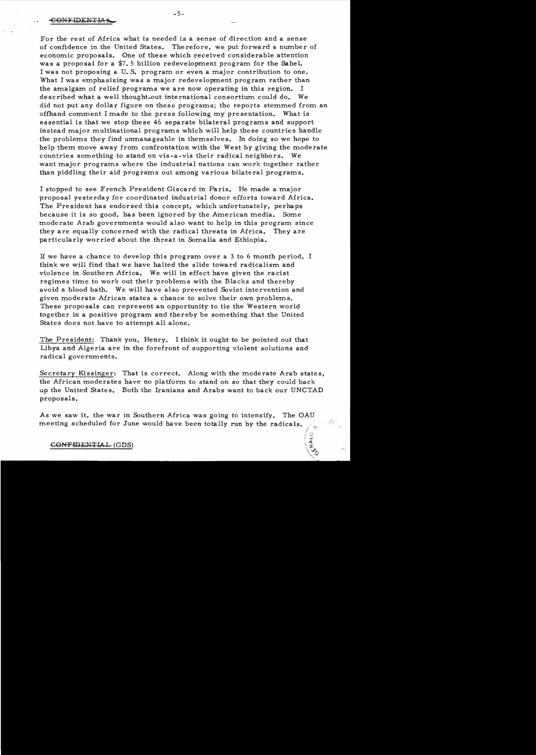For the rest of Africa what is needed is a sense of direction and a sense of confidence in the United States. Therefore, we put forward a number of economic proposals. One of these which received considerable attention was a proposal for a $7.5 billion redevelopment program for the Sahel. I was not proposing a U.S. program or even a major contribution to one. What I was emphasizing was a major redevelopment program rather than the amalgam of relief programs we are now operating in this region. I described what a well thought-out international consortium could do. We did not put any dollar figure on these programs; the reports stemmed from an offhand comment I made to the press following my presentation. What is essential is that we stop these 46 separate bilateral programs and support instead major multinational programs which will help these countries handle the problems they find unmanageable in themselves. In doing so we hope to help them move away from confrontation with the West by giving the moderate countries something to stand on vis-a-vis their radical neighbors. We want major programs where the industrial nations can work together rather than piddling their aid programs out among various bilateral programs.

I stopped to see French President Giscard in Paris. He made a major proposal yesterday for coordinated industrial donor efforts toward Africa. The President has endorsed this concept, which unfortunately, perhaps because it is so good, has been ignored by the American media. Some moderate Arab governments would also want to help in this program since they are equally concerned with the radical threats in Africa. They are particularly worried about the threat in Somalia and Ethiopia.

If we have a chance to develop this program over a 3 to 6 month period, I think we will find that we have halted the slide toward radicalism and violence in Southern Africa. We will in effect have given the racist regimes time to work out their problems with the Blacks and thereby avoid a blood bath. We will have also prevented Soviet intervention and given moderate African states a chance to solve their own problems. These proposals can represent an opportunity to tie the Western world together in a positive program and thereby be something that the United States does not have to attempt all alone.

The President: Thank you, Henry. I think it ought to be pointed out that Libya and Algeria are in the forefront of supporting violent solutions and radical governments.

Secretary Kissinger: That is correct. Along with the moderate Arab states, the African moderates have no platform to stand on so that they could back up the United States. Both the Iranians and Arabs want to back our UNCTAD proposals.

As we saw it, the war in Southern Africa was going to intensify. The OAU meeting scheduled for June would have been totally run by the radicals.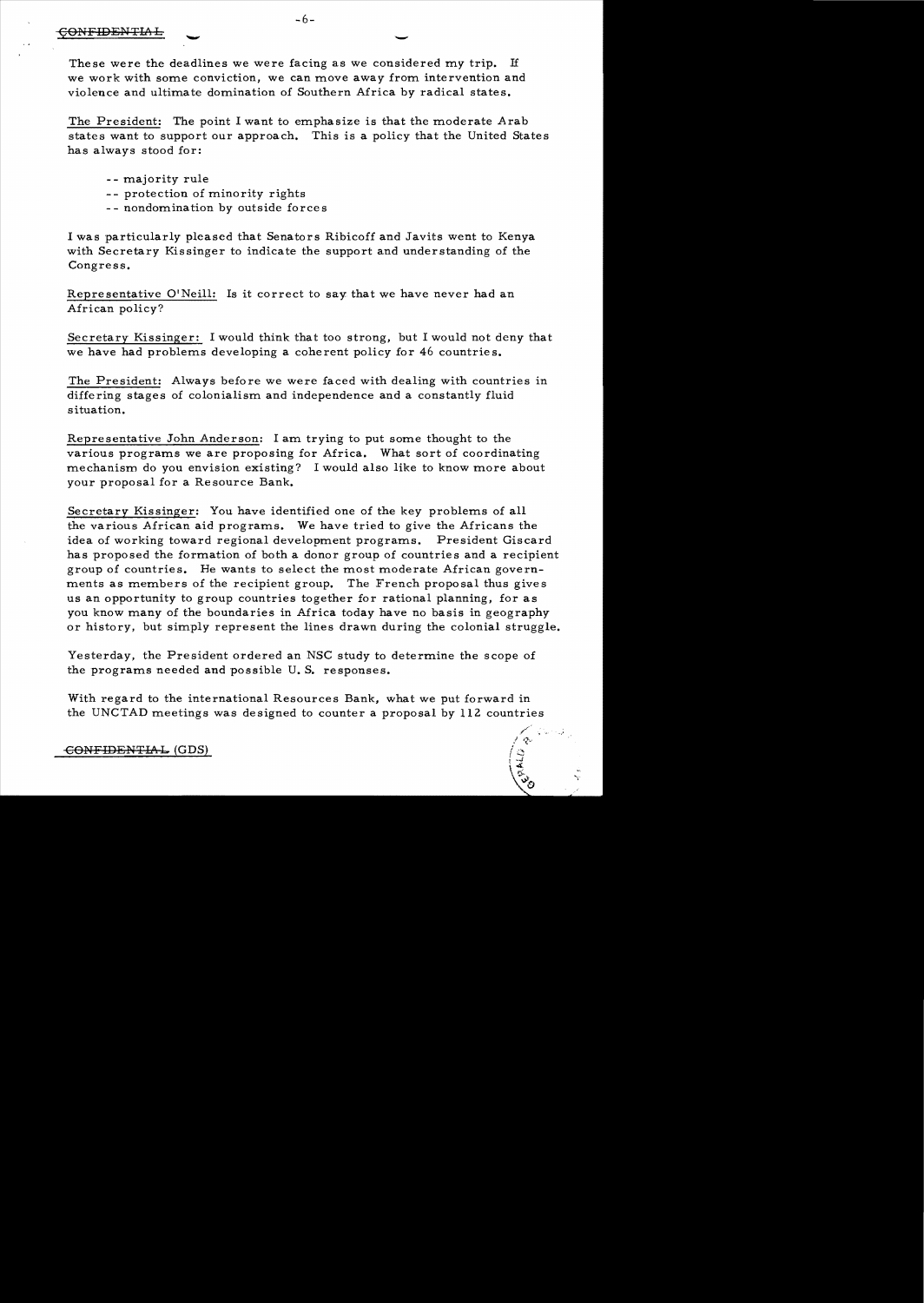These were the deadlines we were facing as we considered my trip. If we work with some conviction, we can move away from intervention and violence and ultimate domination of Southern Africa by radical states.

The President: The point I want to emphasize is that the moderate Arab states want to support our approach. This is a policy that the United States has always stood for:

- -- majority rule
- -- protection of minority rights
- -- nondomination by outside forces

I was particularly pleased that Senators Ribicoff and Javits went to Kenya with Secretary Kissinger to indicate the support and understanding of the Congress.

Representative O'Neill: Is it correct to say that we have never had an African policy?

Secretary Kissinger: I would think that too strong, but I would not deny that we have had problems developing a coherent policy for 46 countries.

The President: Always before we were faced with dealing with countries in differing stages of colonialism and independence and a constantly fluid situation.

Representative John Anderson: I am trying to put some thought to the various programs we are proposing for Africa. What sort of coordinating mechanism do you envision existing? I would also like to know more about your proposal for a Resource Bank.

Secretary Kissinger: You have identified one of the key problems of all the various African aid programs. We have tried to give the Africans the idea of working toward regional development programs. President Giscard has proposed the formation of both a donor group of countries and a recipient group of countries. He wants to select the most moderate African governments as members of the recipient group. The French proposal thus gives us an opportunity to group countries together for rational planning, for as you know many of the boundaries in Africa today have no basis in geography or history, but simply represent the lines drawn during the colonial struggle.

Yesterday, the President ordered an NSC study to determine the scope of the programs needed and possible U. S. responses.

With regard to the international Resources Bank, what we put forward in the UNCTAD meetings was designed to counter a proposal by 112 countries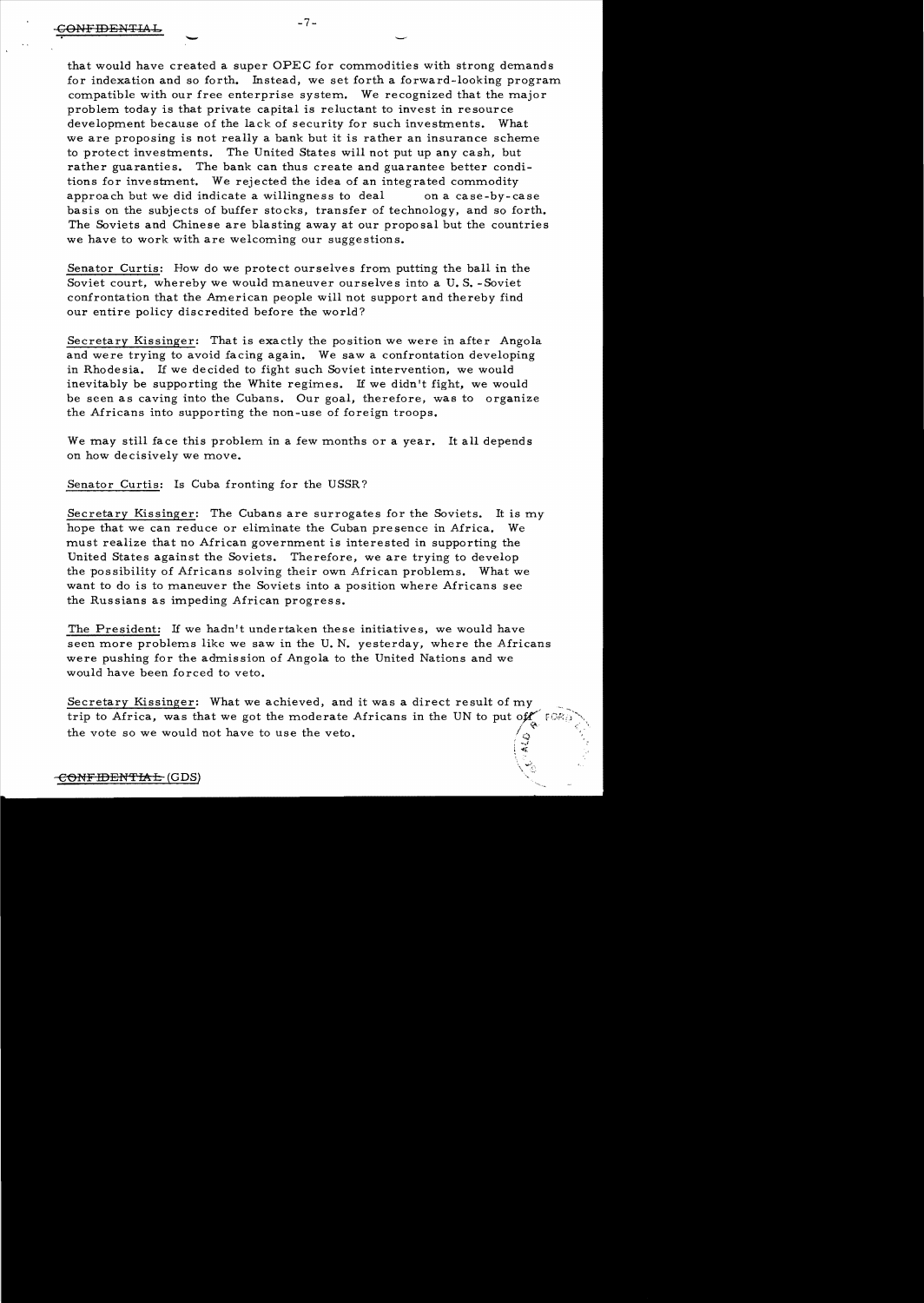that would have created a super OPEC for commodities with strong demands for indexation and so forth. Instead, we set forth a forward-looking program compatible with our free enterprise system. We recognized that the major problem today is that private capital is reluctant to invest in resource development because of the lack of security for such investments. What we are proposing is not really a bank but it is rather an insurance scheme to protect investments. The United States will not put up any cash, but rather guaranties. The bank can thus create and guarantee better conditions for investment. We rejected the idea of an integrated commodity approach but we did indicate a willingness to deal on a case-by-case basis on the subjects of buffer stocks, transfer of technology, and so forth. The Soviets and Chinese are blasting away at our proposal but the countries we have to work with are welcoming our suggestions.

Senator Curtis: How do we protect ourselves from putting the ball in the Soviet court, whereby we would maneuver ourselves into a U. S. -Soviet confrontation that the American people will not support and thereby find our entire policy discredited before the world?

Secretary Kissinger: That is exactly the position we were in after Angola and were trying to avoid facing again. We saw a confrontation developing in Rhodesia. If we decided to fight such Soviet intervention, we would inevitably be supporting the White regimes. If we didn't fight, we would be seen as caving into the Cubans. Our goal, therefore, was to organize the Africans into supporting the non-use of foreign troops.

We may still face this problem in a few months or a year. It all depends on how decisively we move.

Senator Curtis: Is Cuba fronting for the USSR?

Secretary Kissinger: The Cubans are surrogates for the Soviets. It is my hope that we can reduce or eliminate the Cuban presence in Africa. We must realize that no African government is interested in supporting the United States against the Soviets. Therefore, we are trying to develop the possibility of Africans solving their own African problems. What we want to do is to maneuver the Soviets into a position where Africans see the Russians as impeding African progress.

The President: If we hadn't undertaken these initiatives, we would have seen more problems like we saw in the U. N. yesterday, where the Africans were pushing for the admission of Angola to the United Nations and we would have been forced to veto.

Secretary Kissinger: What we achieved, and it was a direct result of my trip to Africa, was that we got the moderate Africans in the UN to put off the vote so we would not have to use the veto.

CONFIDENTIAL (GDS)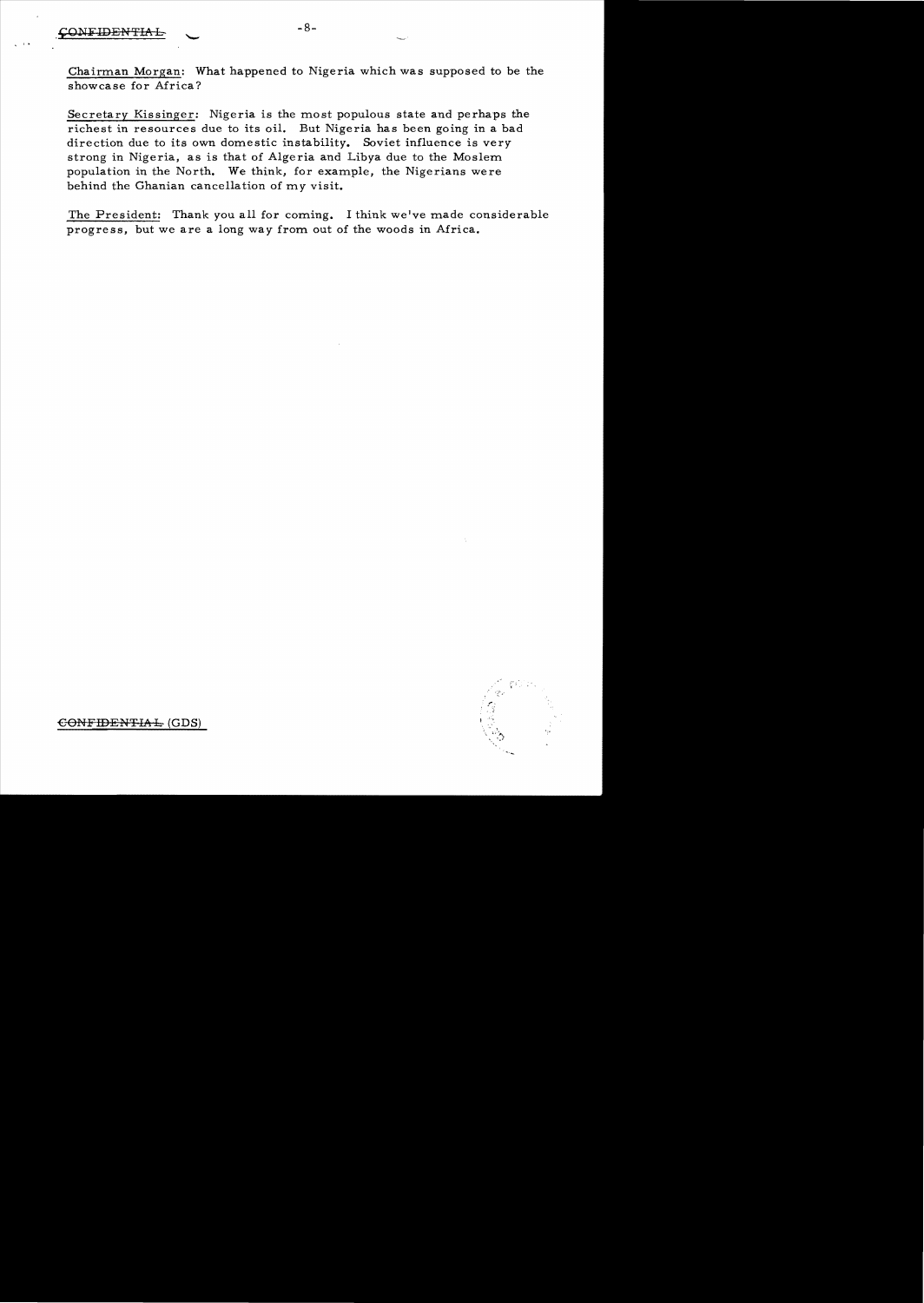Chairman Morgan: What happened to Nigeria which was supposed to be the showcase for Africa?

Secretary Kissinger: Nigeria is the most populous state and perhaps the richest in resources due to its oil. But Nigeria has been going in a bad direction due to its own domestic instability. Soviet influence is very strong in Nigeria, as is that of Algeria and Libya due to the Moslem population in the North. We think, for example, the Nigerians were behind the Ghanian cancellation of my visit.

The President: Thank you all for coming. I think we've made considerable progress, but we are a long way from out of the woods in Africa.

~~CONFIDENTIAL~~ (GDS)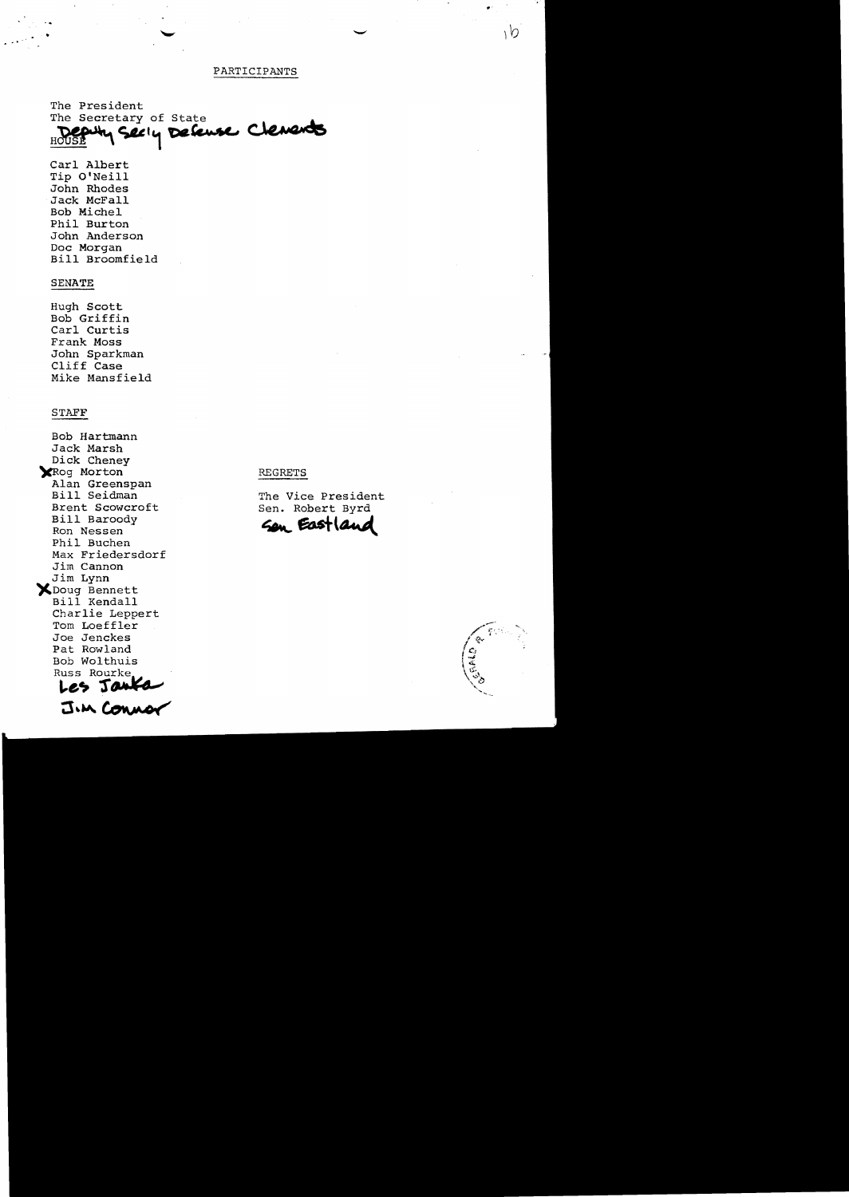## PARTICIPANTS

The President
The Secretary of State
Deputy Sec'y Defense Clements

HOUSE

Carl Albert
Tip O'Neill
John Rhodes
Jack McFall
Bob Michel
Phil Burton
John Anderson
Doc Morgan
Bill Broomfield

SENATE

Hugh Scott
Bob Griffin
Carl Curtis
Frank Moss
John Sparkman
Cliff Case
Mike Mansfield

STAFF

Bob Hartmann
Jack Marsh
Dick Cheney
X Rog Morton
Alan Greenspan
Bill Seidman
Brent Scowcroft
Bill Baroody
Ron Nessen
Phil Buchen
Max Friedersdorf
Jim Cannon
Jim Lynn
X Doug Bennett
Bill Kendall
Charlie Leppert
Tom Loeffler
Joe Jenckes
Pat Rowland
Bob Wolthuis
Russ Rourke
Les Janka
Jim Connor

REGRETS

The Vice President
Sen. Robert Byrd
Sen Eastland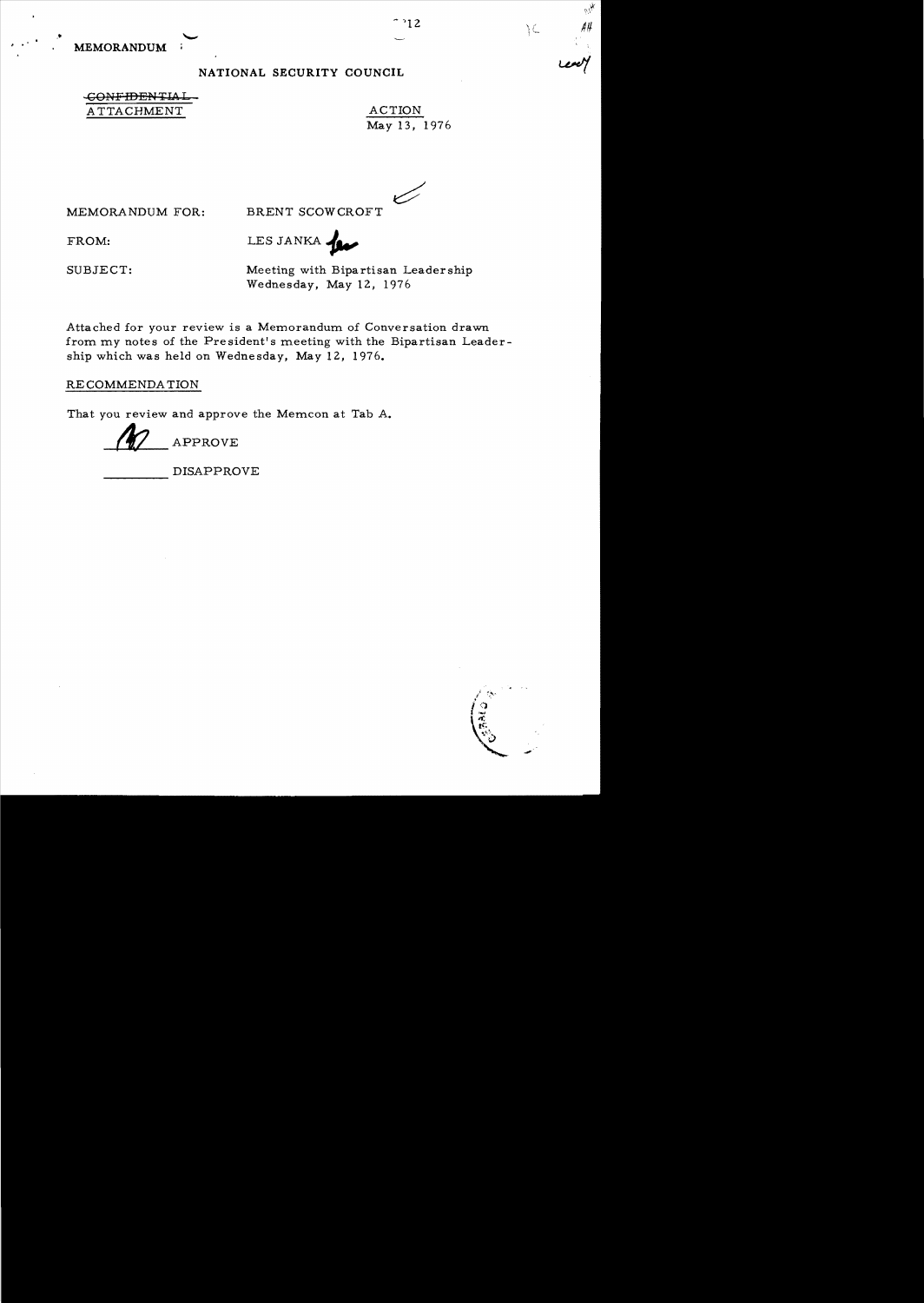MEMORANDUM

NATIONAL SECURITY COUNCIL

~~CONFIDENTIAL~~
ATTACHMENT

ACTION
May 13, 1976

MEMORANDUM FOR: BRENT SCOWCROFT

FROM: LES JANKA

SUBJECT: Meeting with Bipartisan Leadership Wednesday, May 12, 1976

Attached for your review is a Memorandum of Conversation drawn from my notes of the President's meeting with the Bipartisan Leadership which was held on Wednesday, May 12, 1976.

RECOMMENDATION

That you review and approve the Memcon at Tab A.

BS APPROVE

_________ DISAPPROVE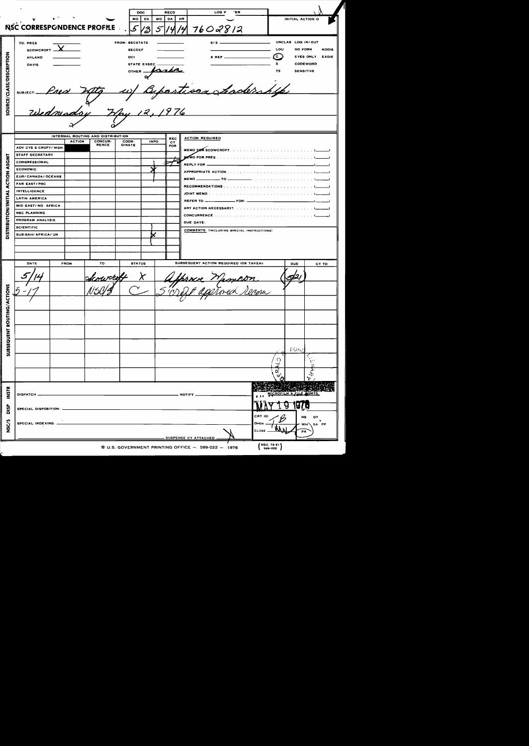# NSC CORRESPONDENCE PROFILE

| DOC MO | DOC DA | RECD MO | RECD DA | RECD HR | LOG NUMBER | INITIAL ACTION O |
|---|---|---|---|---|---|---|
| 5 | 13 | 5 | 14 | 14 | 7602812 | |

## SOURCE/CLASS/DESCRIPTION

TO: PRES ______
SCOWCROFT X
HYLAND ______
DAVIS ______

FROM: SECSTATE ______
SECDEF ______
DCI ______
STATE EXSEC ______
OTHER Janka

S/S ______
X REF ______

UNCLAS LOG IN/OUT
LOU NO FORN NODIS
(C) EYES ONLY EXDIS
S CODEWORD
TS SENSITIVE

SUBJECT: Pres Mtg w/ Bipartisan Leadership

Wednesday May 12, 1976

## DISTRIBUTION/INITIAL ACTION ASGMT

| INTERNAL ROUTING AND DISTRIBUTION | ACTION | CONCUR-RENCE | COOR-DINATE | INFO | REC CY FOR |
|---|---|---|---|---|---|
| ADV CYS S'CROFT/WGH | | | | | |
| STAFF SECRETARY | | | | | |
| CONGRESSIONAL | | | | | |
| ECONOMIC | | | | X | |
| EUR/CANADA/OCEANS | | | | | |
| FAR EAST/PRC | | | | | |
| INTELLIGENCE | | | | | |
| LATIN AMERICA | | | | | |
| MID EAST/NO. AFRICA | | | | | |
| NSC PLANNING | | | | | |
| PROGRAM ANALYSIS | | | | | |
| SCIENTIFIC | | | | | |
| SUB-SAH/AFRICA/UN | | | | X | |

ACTION REQUIRED

- MEMO FOR SCOWCROFT
- ✓ MEMO FOR PRES
- REPLY FOR
- APPROPRIATE ACTION
- MEMO ______ TO ______
- RECOMMENDATIONS
- JOINT MEMO
- REFER TO ______ FOR: ______
- ANY ACTION NECESSARY?
- CONCURRENCE
- DUE DATE:
- COMMENTS: (INCLUDING SPECIAL INSTRUCTIONS)

## SUBSEQUENT ROUTING/ACTIONS

| DATE | FROM | TO | STATUS | SUBSEQUENT ACTION REQUIRED (OR TAKEN): | DUE | CY TO |
|---|---|---|---|---|---|---|
| 5/14 | | Scowcroft | X | Approve Memcon | (5/21) | |
| 5-17 | | NSC/S | C | S'croft approved Recom | | |

DISPATCH ______ NOTIFY ______

SPECIAL DISPOSITION: ______

SPECIAL INDEXING: ______

SUSPENSE CY ATTACHED

MICROFILM & FILE RQMTS
MAY 19 1976

CRT ID: TB
OPEN
CLOSE

NS DY WH SA FP PA

☆ U.S. GOVERNMENT PRINTING OFFICE — 599-022 — 1976

(NSC 76-21 599-022)